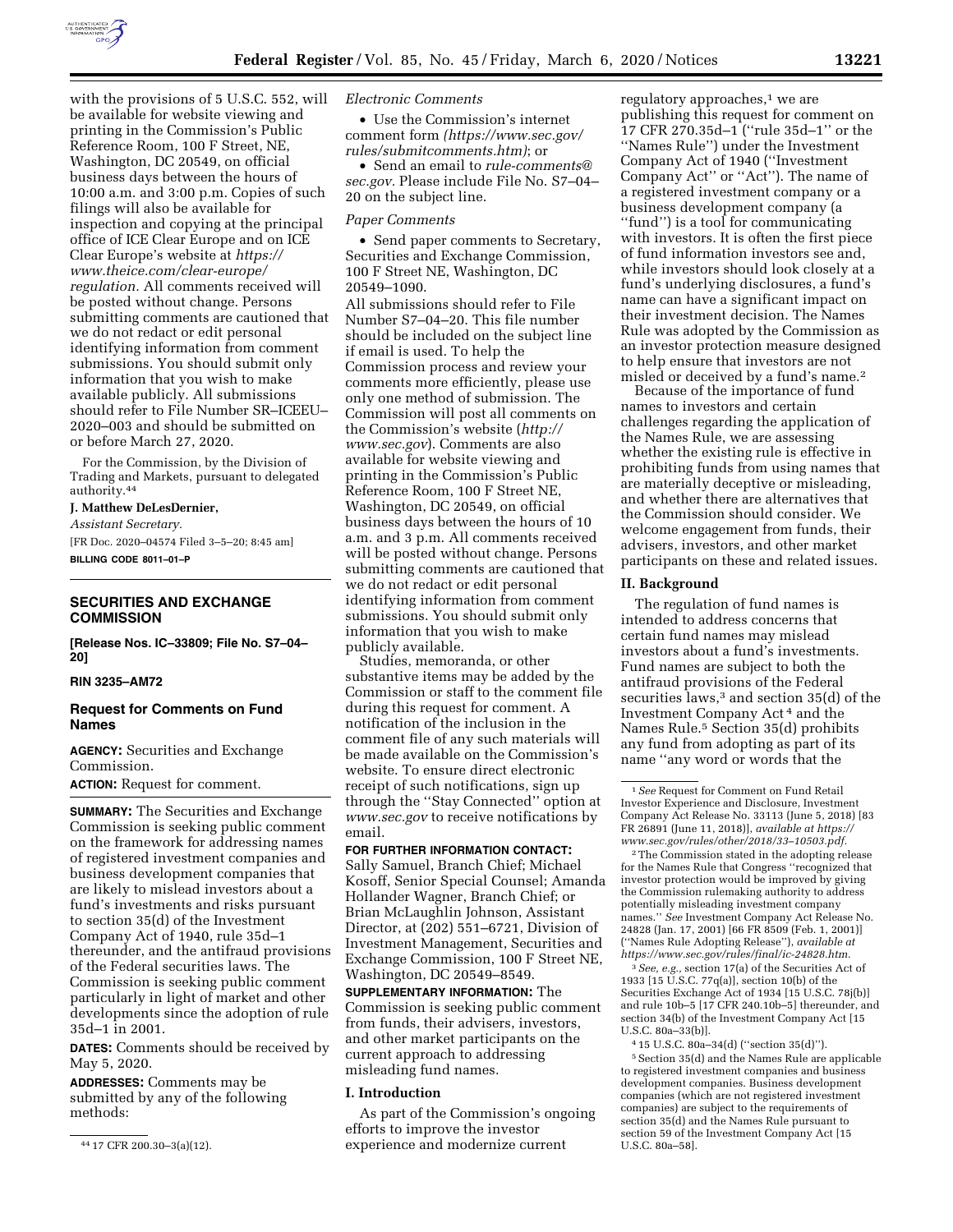with the provisions of 5 U.S.C. 552, will be available for website viewing and printing in the Commission's Public Reference Room, 100 F Street, NE, Washington, DC 20549, on official business days between the hours of 10:00 a.m. and 3:00 p.m. Copies of such filings will also be available for inspection and copying at the principal office of ICE Clear Europe and on ICE Clear Europe's website at *https://www.theice.com/clear-europe/regulation.* All comments received will be posted without change. Persons submitting comments are cautioned that we do not redact or edit personal identifying information from comment submissions. You should submit only information that you wish to make available publicly. All submissions should refer to File Number SR–ICEEU–2020–003 and should be submitted on or before March 27, 2020.

For the Commission, by the Division of Trading and Markets, pursuant to delegated authority.[44]

**J. Matthew DeLesDernier,**

*Assistant Secretary.*

[FR Doc. 2020–04574 Filed 3–5–20; 8:45 am]

**BILLING CODE 8011–01–P**

[44] 17 CFR 200.30–3(a)(12).

## SECURITIES AND EXCHANGE COMMISSION

**[Release Nos. IC–33809; File No. S7–04–20]**

**RIN 3235–AM72**

## Request for Comments on Fund Names

**AGENCY:** Securities and Exchange Commission.

**ACTION:** Request for comment.

**SUMMARY:** The Securities and Exchange Commission is seeking public comment on the framework for addressing names of registered investment companies and business development companies that are likely to mislead investors about a fund's investments and risks pursuant to section 35(d) of the Investment Company Act of 1940, rule 35d–1 thereunder, and the antifraud provisions of the Federal securities laws. The Commission is seeking public comment particularly in light of market and other developments since the adoption of rule 35d–1 in 2001.

**DATES:** Comments should be received by May 5, 2020.

**ADDRESSES:** Comments may be submitted by any of the following methods:

*Electronic Comments*

- Use the Commission's internet comment form *(https://www.sec.gov/rules/submitcomments.htm)*; or
- Send an email to *rule-comments@sec.gov.* Please include File No. S7–04–20 on the subject line.

*Paper Comments*

- Send paper comments to Secretary, Securities and Exchange Commission, 100 F Street NE, Washington, DC 20549–1090.

All submissions should refer to File Number S7–04–20. This file number should be included on the subject line if email is used. To help the Commission process and review your comments more efficiently, please use only one method of submission. The Commission will post all comments on the Commission's website (*http://www.sec.gov*). Comments are also available for website viewing and printing in the Commission's Public Reference Room, 100 F Street NE, Washington, DC 20549, on official business days between the hours of 10 a.m. and 3 p.m. All comments received will be posted without change. Persons submitting comments are cautioned that we do not redact or edit personal identifying information from comment submissions. You should submit only information that you wish to make publicly available.

Studies, memoranda, or other substantive items may be added by the Commission or staff to the comment file during this request for comment. A notification of the inclusion in the comment file of any such materials will be made available on the Commission's website. To ensure direct electronic receipt of such notifications, sign up through the ''Stay Connected'' option at *www.sec.gov* to receive notifications by email.

**FOR FURTHER INFORMATION CONTACT:** Sally Samuel, Branch Chief; Michael Kosoff, Senior Special Counsel; Amanda Hollander Wagner, Branch Chief; or Brian McLaughlin Johnson, Assistant Director, at (202) 551–6721, Division of Investment Management, Securities and Exchange Commission, 100 F Street NE, Washington, DC 20549–8549.

**SUPPLEMENTARY INFORMATION:** The Commission is seeking public comment from funds, their advisers, investors, and other market participants on the current approach to addressing misleading fund names.

### I. Introduction

As part of the Commission's ongoing efforts to improve the investor experience and modernize current regulatory approaches,[1] we are publishing this request for comment on 17 CFR 270.35d–1 (''rule 35d–1'' or the ''Names Rule'') under the Investment Company Act of 1940 (''Investment Company Act'' or ''Act''). The name of a registered investment company or a business development company (a ''fund'') is a tool for communicating with investors. It is often the first piece of fund information investors see and, while investors should look closely at a fund's underlying disclosures, a fund's name can have a significant impact on their investment decision. The Names Rule was adopted by the Commission as an investor protection measure designed to help ensure that investors are not misled or deceived by a fund's name.[2]

Because of the importance of fund names to investors and certain challenges regarding the application of the Names Rule, we are assessing whether the existing rule is effective in prohibiting funds from using names that are materially deceptive or misleading, and whether there are alternatives that the Commission should consider. We welcome engagement from funds, their advisers, investors, and other market participants on these and related issues.

### II. Background

The regulation of fund names is intended to address concerns that certain fund names may mislead investors about a fund's investments. Fund names are subject to both the antifraud provisions of the Federal securities laws,[3] and section 35(d) of the Investment Company Act[4] and the Names Rule.[5] Section 35(d) prohibits any fund from adopting as part of its name ''any word or words that the

[1] *See* Request for Comment on Fund Retail Investor Experience and Disclosure, Investment Company Act Release No. 33113 (June 5, 2018) [83 FR 26891 (June 11, 2018)], *available at https://www.sec.gov/rules/other/2018/33–10503.pdf.*

[2] The Commission stated in the adopting release for the Names Rule that Congress ''recognized that investor protection would be improved by giving the Commission rulemaking authority to address potentially misleading investment company names.'' *See* Investment Company Act Release No. 24828 (Jan. 17, 2001) [66 FR 8509 (Feb. 1, 2001)] (''Names Rule Adopting Release''), *available at https://www.sec.gov/rules/final/ic-24828.htm.*

[3] *See, e.g.,* section 17(a) of the Securities Act of 1933 [15 U.S.C. 77q(a)], section 10(b) of the Securities Exchange Act of 1934 [15 U.S.C. 78j(b)] and rule 10b–5 [17 CFR 240.10b–5] thereunder, and section 34(b) of the Investment Company Act [15 U.S.C. 80a–33(b)].

[4] 15 U.S.C. 80a–34(d) (''section 35(d)'').

[5] Section 35(d) and the Names Rule are applicable to registered investment companies and business development companies. Business development companies (which are not registered investment companies) are subject to the requirements of section 35(d) and the Names Rule pursuant to section 59 of the Investment Company Act [15 U.S.C. 80a–58].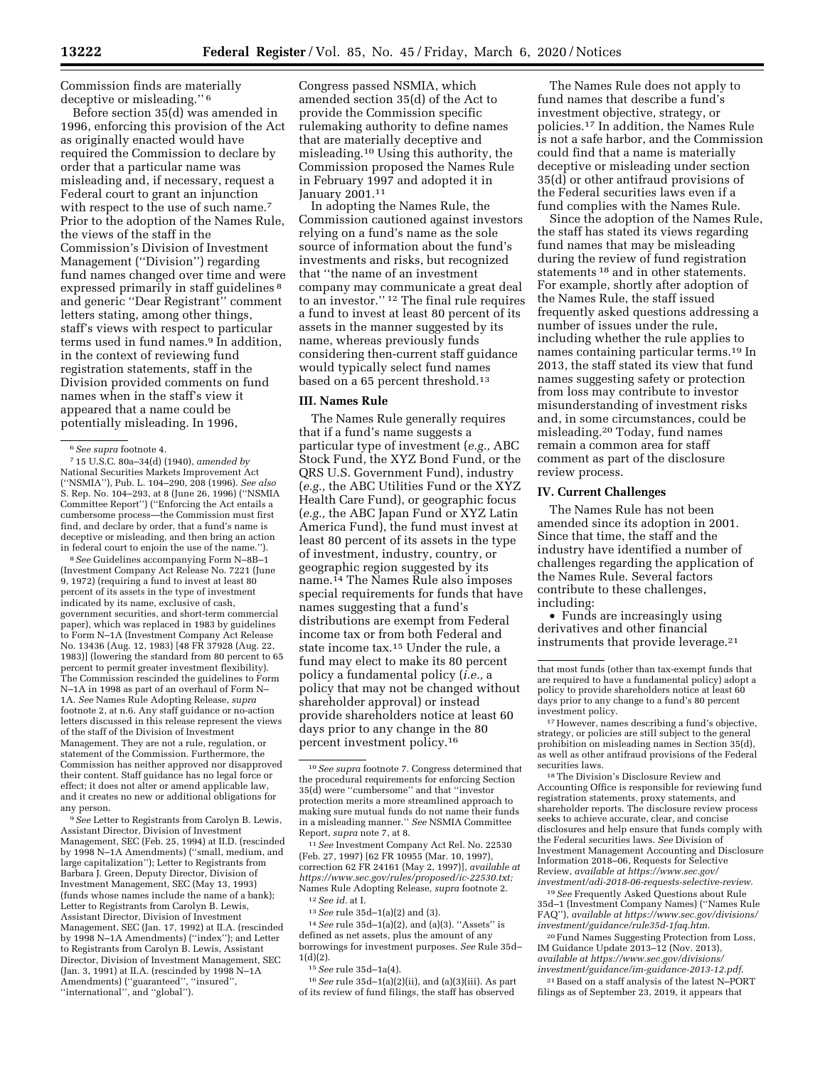Commission finds are materially deceptive or misleading."[6]

Before section 35(d) was amended in 1996, enforcing this provision of the Act as originally enacted would have required the Commission to declare by order that a particular name was misleading and, if necessary, request a Federal court to grant an injunction with respect to the use of such name.[7] Prior to the adoption of the Names Rule, the views of the staff in the Commission's Division of Investment Management ("Division") regarding fund names changed over time and were expressed primarily in staff guidelines[8] and generic "Dear Registrant" comment letters stating, among other things, staff's views with respect to particular terms used in fund names.[9] In addition, in the context of reviewing fund registration statements, staff in the Division provided comments on fund names when in the staff's view it appeared that a name could be potentially misleading. In 1996, Congress passed NSMIA, which amended section 35(d) of the Act to provide the Commission specific rulemaking authority to define names that are materially deceptive and misleading.[10] Using this authority, the Commission proposed the Names Rule in February 1997 and adopted it in January 2001.[11]

In adopting the Names Rule, the Commission cautioned against investors relying on a fund's name as the sole source of information about the fund's investments and risks, but recognized that "the name of an investment company may communicate a great deal to an investor."[12] The final rule requires a fund to invest at least 80 percent of its assets in the manner suggested by its name, whereas previously funds considering then-current staff guidance would typically select fund names based on a 65 percent threshold.[13]

## III. Names Rule

The Names Rule generally requires that if a fund's name suggests a particular type of investment (*e.g.,* ABC Stock Fund, the XYZ Bond Fund, or the QRS U.S. Government Fund), industry (*e.g.,* the ABC Utilities Fund or the XYZ Health Care Fund), or geographic focus (*e.g.,* the ABC Japan Fund or XYZ Latin America Fund), the fund must invest at least 80 percent of its assets in the type of investment, industry, country, or geographic region suggested by its name.[14] The Names Rule also imposes special requirements for funds that have names suggesting that a fund's distributions are exempt from Federal income tax or from both Federal and state income tax.[15] Under the rule, a fund may elect to make its 80 percent policy a fundamental policy (*i.e.,* a policy that may not be changed without shareholder approval) or instead provide shareholders notice at least 60 days prior to any change in the 80 percent investment policy.[16]

The Names Rule does not apply to fund names that describe a fund's investment objective, strategy, or policies.[17] In addition, the Names Rule is not a safe harbor, and the Commission could find that a name is materially deceptive or misleading under section 35(d) or other antifraud provisions of the Federal securities laws even if a fund complies with the Names Rule.

Since the adoption of the Names Rule, the staff has stated its views regarding fund names that may be misleading during the review of fund registration statements[18] and in other statements. For example, shortly after adoption of the Names Rule, the staff issued frequently asked questions addressing a number of issues under the rule, including whether the rule applies to names containing particular terms.[19] In 2013, the staff stated its view that fund names suggesting safety or protection from loss may contribute to investor misunderstanding of investment risks and, in some circumstances, could be misleading.[20] Today, fund names remain a common area for staff comment as part of the disclosure review process.

## IV. Current Challenges

The Names Rule has not been amended since its adoption in 2001. Since that time, the staff and the industry have identified a number of challenges regarding the application of the Names Rule. Several factors contribute to these challenges, including:

- Funds are increasingly using derivatives and other financial instruments that provide leverage.[21]

---

[6] *See supra* footnote 4.

[7] 15 U.S.C. 80a–34(d) (1940), *amended by* National Securities Markets Improvement Act ("NSMIA"), Pub. L. 104–290, 208 (1996). *See also* S. Rep. No. 104–293, at 8 (June 26, 1996) ("NSMIA Committee Report") ("Enforcing the Act entails a cumbersome process—the Commission must first find, and declare by order, that a fund's name is deceptive or misleading, and then bring an action in federal court to enjoin the use of the name.").

[8] *See* Guidelines accompanying Form N–8B–1 (Investment Company Act Release No. 7221 (June 9, 1972) (requiring a fund to invest at least 80 percent of its assets in the type of investment indicated by its name, exclusive of cash, government securities, and short-term commercial paper), which was replaced in 1983 by guidelines to Form N–1A (Investment Company Act Release No. 13436 (Aug. 12, 1983) [48 FR 37928 (Aug. 22, 1983)] (lowering the standard from 80 percent to 65 percent to permit greater investment flexibility). The Commission rescinded the guidelines to Form N–1A in 1998 as part of an overhaul of Form N–1A. *See* Names Rule Adopting Release, *supra* footnote 2, at n.6. Any staff guidance or no-action letters discussed in this release represent the views of the staff of the Division of Investment Management. They are not a rule, regulation, or statement of the Commission. Furthermore, the Commission has neither approved nor disapproved their content. Staff guidance has no legal force or effect; it does not alter or amend applicable law, and it creates no new or additional obligations for any person.

[9] *See* Letter to Registrants from Carolyn B. Lewis, Assistant Director, Division of Investment Management, SEC (Feb. 25, 1994) at II.D. (rescinded by 1998 N–1A Amendments) ("small, medium, and large capitalization"); Letter to Registrants from Barbara J. Green, Deputy Director, Division of Investment Management, SEC (May 13, 1993) (funds whose names include the name of a bank); Letter to Registrants from Carolyn B. Lewis, Assistant Director, Division of Investment Management, SEC (Jan. 17, 1992) at II.A. (rescinded by 1998 N–1A Amendments) ("index"); and Letter to Registrants from Carolyn B. Lewis, Assistant Director, Division of Investment Management, SEC (Jan. 3, 1991) at II.A. (rescinded by 1998 N–1A Amendments) ("guaranteed", "insured", "international", and "global").

[10] *See supra* footnote 7. Congress determined that the procedural requirements for enforcing Section 35(d) were "cumbersome" and that "investor protection merits a more streamlined approach to making sure mutual funds do not name their funds in a misleading manner." *See* NSMIA Committee Report, *supra* note 7, at 8.

[11] *See* Investment Company Act Rel. No. 22530 (Feb. 27, 1997) [62 FR 10955 (Mar. 10, 1997), correction 62 FR 24161 (May 2, 1997)], *available at https://www.sec.gov/rules/proposed/ic-22530.txt;* Names Rule Adopting Release, *supra* footnote 2.

[12] *See id.* at I.

[13] *See* rule 35d–1(a)(2) and (3).

[14] *See* rule 35d–1(a)(2), and (a)(3). "Assets" is defined as net assets, plus the amount of any borrowings for investment purposes. *See* Rule 35d–1(d)(2).

[15] *See* rule 35d–1a(4).

[16] *See* rule 35d–1(a)(2)(ii), and (a)(3)(iii). As part of its review of fund filings, the staff has observed that most funds (other than tax-exempt funds that are required to have a fundamental policy) adopt a policy to provide shareholders notice at least 60 days prior to any change to a fund's 80 percent investment policy.

[17] However, names describing a fund's objective, strategy, or policies are still subject to the general prohibition on misleading names in Section 35(d), as well as other antifraud provisions of the Federal securities laws.

[18] The Division's Disclosure Review and Accounting Office is responsible for reviewing fund registration statements, proxy statements, and shareholder reports. The disclosure review process seeks to achieve accurate, clear, and concise disclosures and help ensure that funds comply with the Federal securities laws. *See* Division of Investment Management Accounting and Disclosure Information 2018–06, Requests for Selective Review, *available at https://www.sec.gov/investment/adi-2018-06-requests-selective-review.*

[19] *See* Frequently Asked Questions about Rule 35d–1 (Investment Company Names) ("Names Rule FAQ"), *available at https://www.sec.gov/divisions/investment/guidance/rule35d-1faq.htm.*

[20] Fund Names Suggesting Protection from Loss, IM Guidance Update 2013–12 (Nov. 2013), *available at https://www.sec.gov/divisions/investment/guidance/im-guidance-2013-12.pdf.*

[21] Based on a staff analysis of the latest N–PORT filings as of September 23, 2019, it appears that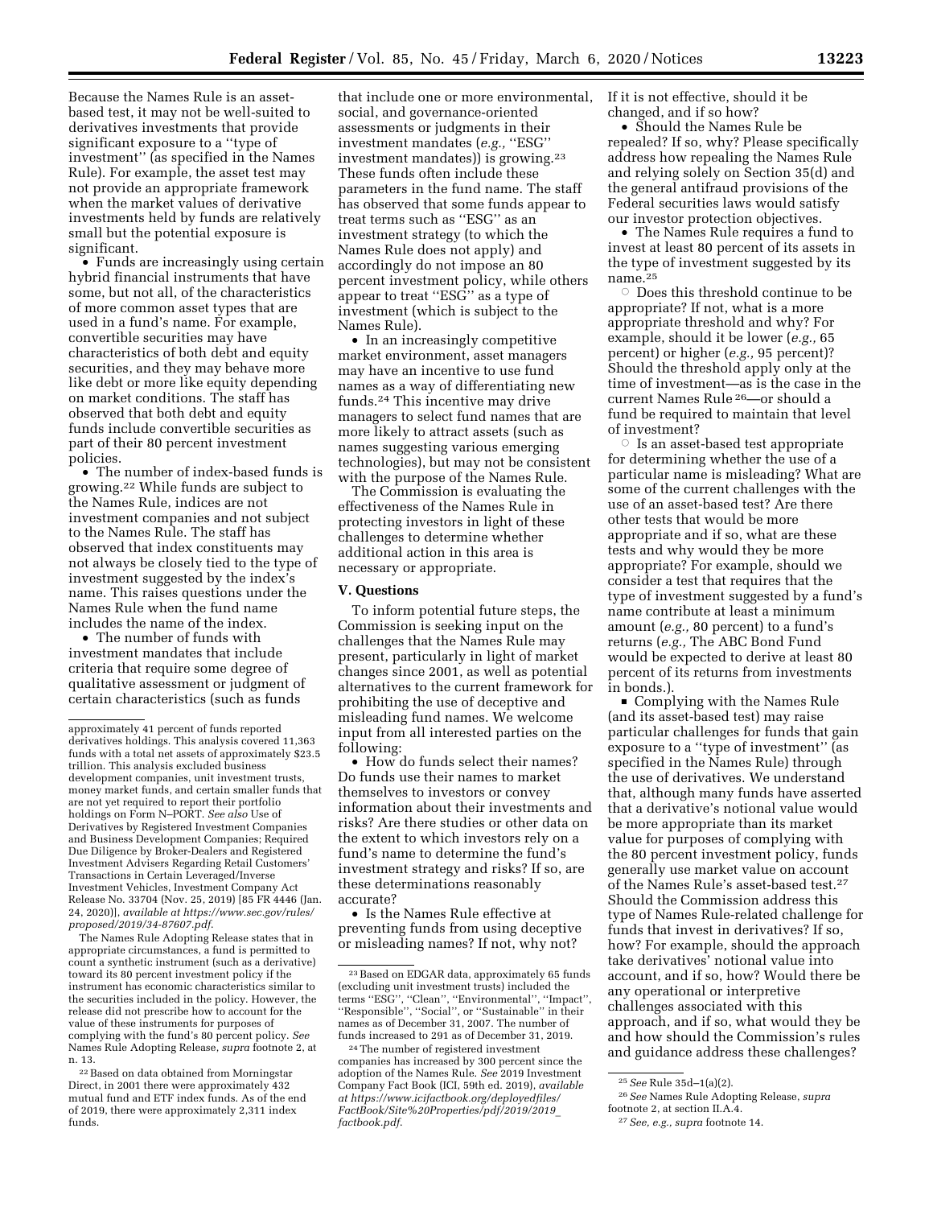Because the Names Rule is an asset-based test, it may not be well-suited to derivatives investments that provide significant exposure to a ''type of investment'' (as specified in the Names Rule). For example, the asset test may not provide an appropriate framework when the market values of derivative investments held by funds are relatively small but the potential exposure is significant.

- Funds are increasingly using certain hybrid financial instruments that have some, but not all, of the characteristics of more common asset types that are used in a fund's name. For example, convertible securities may have characteristics of both debt and equity securities, and they may behave more like debt or more like equity depending on market conditions. The staff has observed that both debt and equity funds include convertible securities as part of their 80 percent investment policies.
- The number of index-based funds is growing.[22] While funds are subject to the Names Rule, indices are not investment companies and not subject to the Names Rule. The staff has observed that index constituents may not always be closely tied to the type of investment suggested by the index's name. This raises questions under the Names Rule when the fund name includes the name of the index.
- The number of funds with investment mandates that include criteria that require some degree of qualitative assessment or judgment of certain characteristics (such as funds that include one or more environmental, social, and governance-oriented assessments or judgments in their investment mandates (*e.g.,* ''ESG'' investment mandates)) is growing.[23] These funds often include these parameters in the fund name. The staff has observed that some funds appear to treat terms such as ''ESG'' as an investment strategy (to which the Names Rule does not apply) and accordingly do not impose an 80 percent investment policy, while others appear to treat ''ESG'' as a type of investment (which is subject to the Names Rule).
- In an increasingly competitive market environment, asset managers may have an incentive to use fund names as a way of differentiating new funds.[24] This incentive may drive managers to select fund names that are more likely to attract assets (such as names suggesting various emerging technologies), but may not be consistent with the purpose of the Names Rule.

The Commission is evaluating the effectiveness of the Names Rule in protecting investors in light of these challenges to determine whether additional action in this area is necessary or appropriate.

## V. Questions

To inform potential future steps, the Commission is seeking input on the challenges that the Names Rule may present, particularly in light of market changes since 2001, as well as potential alternatives to the current framework for prohibiting the use of deceptive and misleading fund names. We welcome input from all interested parties on the following:

- How do funds select their names? Do funds use their names to market themselves to investors or convey information about their investments and risks? Are there studies or other data on the extent to which investors rely on a fund's name to determine the fund's investment strategy and risks? If so, are these determinations reasonably accurate?
- Is the Names Rule effective at preventing funds from using deceptive or misleading names? If not, why not? If it is not effective, should it be changed, and if so how?
- Should the Names Rule be repealed? If so, why? Please specifically address how repealing the Names Rule and relying solely on Section 35(d) and the general antifraud provisions of the Federal securities laws would satisfy our investor protection objectives.
- The Names Rule requires a fund to invest at least 80 percent of its assets in the type of investment suggested by its name.[25]
  - Does this threshold continue to be appropriate? If not, what is a more appropriate threshold and why? For example, should it be lower (*e.g.,* 65 percent) or higher (*e.g.,* 95 percent)? Should the threshold apply only at the time of investment—as is the case in the current Names Rule[26]—or should a fund be required to maintain that level of investment?
  - Is an asset-based test appropriate for determining whether the use of a particular name is misleading? What are some of the current challenges with the use of an asset-based test? Are there other tests that would be more appropriate and if so, what are these tests and why would they be more appropriate? For example, should we consider a test that requires that the type of investment suggested by a fund's name contribute at least a minimum amount (*e.g.,* 80 percent) to a fund's returns (*e.g.,* The ABC Bond Fund would be expected to derive at least 80 percent of its returns from investments in bonds.).
- Complying with the Names Rule (and its asset-based test) may raise particular challenges for funds that gain exposure to a ''type of investment'' (as specified in the Names Rule) through the use of derivatives. We understand that, although many funds have asserted that a derivative's notional value would be more appropriate than its market value for purposes of complying with the 80 percent investment policy, funds generally use market value on account of the Names Rule's asset-based test.[27] Should the Commission address this type of Names Rule-related challenge for funds that invest in derivatives? If so, how? For example, should the approach take derivatives' notional value into account, and if so, how? Would there be any operational or interpretive challenges associated with this approach, and if so, what would they be and how should the Commission's rules and guidance address these challenges?

---

approximately 41 percent of funds reported derivatives holdings. This analysis covered 11,363 funds with a total net assets of approximately $23.5 trillion. This analysis excluded business development companies, unit investment trusts, money market funds, and certain smaller funds that are not yet required to report their portfolio holdings on Form N–PORT. *See also* Use of Derivatives by Registered Investment Companies and Business Development Companies; Required Due Diligence by Broker-Dealers and Registered Investment Advisers Regarding Retail Customers' Transactions in Certain Leveraged/Inverse Investment Vehicles, Investment Company Act Release No. 33704 (Nov. 25, 2019) [85 FR 4446 (Jan. 24, 2020)], *available at https://www.sec.gov/rules/proposed/2019/34-87607.pdf*.

The Names Rule Adopting Release states that in appropriate circumstances, a fund is permitted to count a synthetic instrument (such as a derivative) toward its 80 percent investment policy if the instrument has economic characteristics similar to the securities included in the policy. However, the release did not prescribe how to account for the value of these instruments for purposes of complying with the fund's 80 percent policy. *See* Names Rule Adopting Release, *supra* footnote 2, at n. 13.

[22] Based on data obtained from Morningstar Direct, in 2001 there were approximately 432 mutual fund and ETF index funds. As of the end of 2019, there were approximately 2,311 index funds.

[23] Based on EDGAR data, approximately 65 funds (excluding unit investment trusts) included the terms ''ESG'', ''Clean'', ''Environmental'', ''Impact'', ''Responsible'', ''Social'', or ''Sustainable'' in their names as of December 31, 2007. The number of funds increased to 291 as of December 31, 2019.

[24] The number of registered investment companies has increased by 300 percent since the adoption of the Names Rule. *See* 2019 Investment Company Fact Book (ICI, 59th ed. 2019), *available at https://www.icifactbook.org/deployedfiles/FactBook/Site%20Properties/pdf/2019/2019_factbook.pdf*.

[25] *See* Rule 35d–1(a)(2).

[26] *See* Names Rule Adopting Release, *supra* footnote 2, at section II.A.4.

[27] *See, e.g., supra* footnote 14.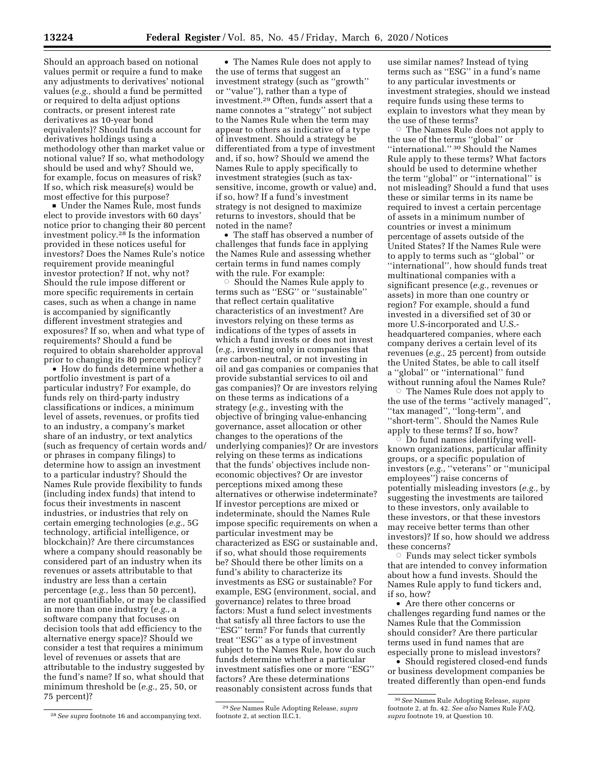Should an approach based on notional values permit or require a fund to make any adjustments to derivatives' notional values (*e.g.,* should a fund be permitted or required to delta adjust options contracts, or present interest rate derivatives as 10-year bond equivalents)? Should funds account for derivatives holdings using a methodology other than market value or notional value? If so, what methodology should be used and why? Should we, for example, focus on measures of risk? If so, which risk measure(s) would be most effective for this purpose?

- Under the Names Rule, most funds elect to provide investors with 60 days' notice prior to changing their 80 percent investment policy.[28] Is the information provided in these notices useful for investors? Does the Names Rule's notice requirement provide meaningful investor protection? If not, why not? Should the rule impose different or more specific requirements in certain cases, such as when a change in name is accompanied by significantly different investment strategies and exposures? If so, when and what type of requirements? Should a fund be required to obtain shareholder approval prior to changing its 80 percent policy?
- How do funds determine whether a portfolio investment is part of a particular industry? For example, do funds rely on third-party industry classifications or indices, a minimum level of assets, revenues, or profits tied to an industry, a company's market share of an industry, or text analytics (such as frequency of certain words and/or phrases in company filings) to determine how to assign an investment to a particular industry? Should the Names Rule provide flexibility to funds (including index funds) that intend to focus their investments in nascent industries, or industries that rely on certain emerging technologies (*e.g.,* 5G technology, artificial intelligence, or blockchain)? Are there circumstances where a company should reasonably be considered part of an industry when its revenues or assets attributable to that industry are less than a certain percentage (*e.g.,* less than 50 percent), are not quantifiable, or may be classified in more than one industry (*e.g.,* a software company that focuses on decision tools that add efficiency to the alternative energy space)? Should we consider a test that requires a minimum level of revenues or assets that are attributable to the industry suggested by the fund's name? If so, what should that minimum threshold be (*e.g.,* 25, 50, or 75 percent)?
- The Names Rule does not apply to the use of terms that suggest an investment strategy (such as "growth" or "value"), rather than a type of investment.[29] Often, funds assert that a name connotes a "strategy" not subject to the Names Rule when the term may appear to others as indicative of a type of investment. Should a strategy be differentiated from a type of investment and, if so, how? Should we amend the Names Rule to apply specifically to investment strategies (such as tax-sensitive, income, growth or value) and, if so, how? If a fund's investment strategy is not designed to maximize returns to investors, should that be noted in the name?
- The staff has observed a number of challenges that funds face in applying the Names Rule and assessing whether certain terms in fund names comply with the rule. For example:
  - Should the Names Rule apply to terms such as "ESG" or "sustainable" that reflect certain qualitative characteristics of an investment? Are investors relying on these terms as indications of the types of assets in which a fund invests or does not invest (*e.g.,* investing only in companies that are carbon-neutral, or not investing in oil and gas companies or companies that provide substantial services to oil and gas companies)? Or are investors relying on these terms as indications of a strategy (*e.g.,* investing with the objective of bringing value-enhancing governance, asset allocation or other changes to the operations of the underlying companies)? Or are investors relying on these terms as indications that the funds' objectives include non-economic objectives? Or are investor perceptions mixed among these alternatives or otherwise indeterminate? If investor perceptions are mixed or indeterminate, should the Names Rule impose specific requirements on when a particular investment may be characterized as ESG or sustainable and, if so, what should those requirements be? Should there be other limits on a fund's ability to characterize its investments as ESG or sustainable? For example, ESG (environment, social, and governance) relates to three broad factors: Must a fund select investments that satisfy all three factors to use the "ESG" term? For funds that currently treat "ESG" as a type of investment subject to the Names Rule, how do such funds determine whether a particular investment satisfies one or more "ESG" factors? Are these determinations reasonably consistent across funds that use similar names? Instead of tying terms such as "ESG" in a fund's name to any particular investments or investment strategies, should we instead require funds using these terms to explain to investors what they mean by the use of these terms?
  - The Names Rule does not apply to the use of the terms "global" or "international."[30] Should the Names Rule apply to these terms? What factors should be used to determine whether the term "global" or "international" is not misleading? Should a fund that uses these or similar terms in its name be required to invest a certain percentage of assets in a minimum number of countries or invest a minimum percentage of assets outside of the United States? If the Names Rule were to apply to terms such as "global" or "international", how should funds treat multinational companies with a significant presence (*e.g.,* revenues or assets) in more than one country or region? For example, should a fund invested in a diversified set of 30 or more U.S-incorporated and U.S.-headquartered companies, where each company derives a certain level of its revenues (*e.g.,* 25 percent) from outside the United States, be able to call itself a "global" or "international" fund without running afoul the Names Rule?
  - The Names Rule does not apply to the use of the terms "actively managed", "tax managed", "long-term", and "short-term". Should the Names Rule apply to these terms? If so, how?
  - Do fund names identifying well-known organizations, particular affinity groups, or a specific population of investors (*e.g.,* "veterans" or "municipal employees") raise concerns of potentially misleading investors (*e.g.,* by suggesting the investments are tailored to these investors, only available to these investors, or that these investors may receive better terms than other investors)? If so, how should we address these concerns?
  - Funds may select ticker symbols that are intended to convey information about how a fund invests. Should the Names Rule apply to fund tickers and, if so, how?
- Are there other concerns or challenges regarding fund names or the Names Rule that the Commission should consider? Are there particular terms used in fund names that are especially prone to mislead investors?
- Should registered closed-end funds or business development companies be treated differently than open-end funds

---

[28] *See supra* footnote 16 and accompanying text.

[29] *See* Names Rule Adopting Release, *supra* footnote 2, at section II.C.1.

[30] *See* Names Rule Adopting Release, *supra* footnote 2, at fn. 42. *See also* Names Rule FAQ, *supra* footnote 19, at Question 10.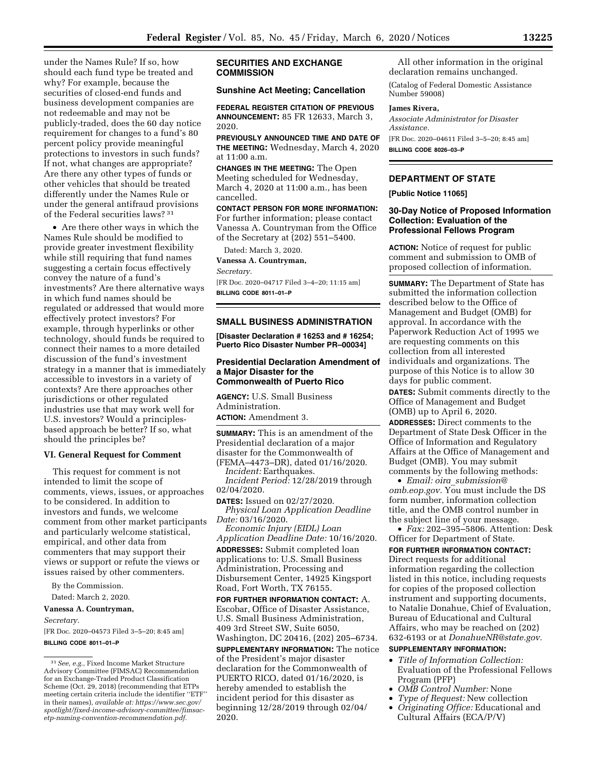under the Names Rule? If so, how should each fund type be treated and why? For example, because the securities of closed-end funds and business development companies are not redeemable and may not be publicly-traded, does the 60 day notice requirement for changes to a fund's 80 percent policy provide meaningful protections to investors in such funds? If not, what changes are appropriate? Are there any other types of funds or other vehicles that should be treated differently under the Names Rule or under the general antifraud provisions of the Federal securities laws? [31]

• Are there other ways in which the Names Rule should be modified to provide greater investment flexibility while still requiring that fund names suggesting a certain focus effectively convey the nature of a fund's investments? Are there alternative ways in which fund names should be regulated or addressed that would more effectively protect investors? For example, through hyperlinks or other technology, should funds be required to connect their names to a more detailed discussion of the fund's investment strategy in a manner that is immediately accessible to investors in a variety of contexts? Are there approaches other jurisdictions or other regulated industries use that may work well for U.S. investors? Would a principles-based approach be better? If so, what should the principles be?

### VI. General Request for Comment

This request for comment is not intended to limit the scope of comments, views, issues, or approaches to be considered. In addition to investors and funds, we welcome comment from other market participants and particularly welcome statistical, empirical, and other data from commenters that may support their views or support or refute the views or issues raised by other commenters.

By the Commission.

Dated: March 2, 2020.

**Vanessa A. Countryman,**

*Secretary.*

[FR Doc. 2020–04573 Filed 3–5–20; 8:45 am]

**BILLING CODE 8011–01–P**

[31] *See, e.g.,* Fixed Income Market Structure Advisory Committee (FIMSAC) Recommendation for an Exchange-Traded Product Classification Scheme (Oct. 29, 2018) (recommending that ETPs meeting certain criteria include the identifier ''ETF'' in their names), *available at: https://www.sec.gov/spotlight/fixed-income-advisory-committee/fimsac-etp-naming-convention-recommendation.pdf.*

## SECURITIES AND EXCHANGE COMMISSION

### Sunshine Act Meeting; Cancellation

**FEDERAL REGISTER CITATION OF PREVIOUS ANNOUNCEMENT:** 85 FR 12633, March 3, 2020.

**PREVIOUSLY ANNOUNCED TIME AND DATE OF THE MEETING:** Wednesday, March 4, 2020 at 11:00 a.m.

**CHANGES IN THE MEETING:** The Open Meeting scheduled for Wednesday, March 4, 2020 at 11:00 a.m., has been cancelled.

**CONTACT PERSON FOR MORE INFORMATION:** For further information; please contact Vanessa A. Countryman from the Office of the Secretary at (202) 551–5400.

Dated: March 3, 2020.

**Vanessa A. Countryman,**

*Secretary.*

[FR Doc. 2020–04717 Filed 3–4–20; 11:15 am]

**BILLING CODE 8011–01–P**

## SMALL BUSINESS ADMINISTRATION

**[Disaster Declaration # 16253 and # 16254; Puerto Rico Disaster Number PR–00034]**

### Presidential Declaration Amendment of a Major Disaster for the Commonwealth of Puerto Rico

**AGENCY:** U.S. Small Business Administration.

**ACTION:** Amendment 3.

**SUMMARY:** This is an amendment of the Presidential declaration of a major disaster for the Commonwealth of (FEMA–4473–DR), dated 01/16/2020.

*Incident:* Earthquakes.

*Incident Period:* 12/28/2019 through 02/04/2020.

**DATES:** Issued on 02/27/2020.

*Physical Loan Application Deadline Date:* 03/16/2020.

*Economic Injury (EIDL) Loan Application Deadline Date:* 10/16/2020.

**ADDRESSES:** Submit completed loan applications to: U.S. Small Business Administration, Processing and Disbursement Center, 14925 Kingsport Road, Fort Worth, TX 76155.

**FOR FURTHER INFORMATION CONTACT:** A. Escobar, Office of Disaster Assistance, U.S. Small Business Administration, 409 3rd Street SW, Suite 6050, Washington, DC 20416, (202) 205–6734.

**SUPPLEMENTARY INFORMATION:** The notice of the President's major disaster declaration for the Commonwealth of PUERTO RICO, dated 01/16/2020, is hereby amended to establish the incident period for this disaster as beginning 12/28/2019 through 02/04/2020.

All other information in the original declaration remains unchanged.

(Catalog of Federal Domestic Assistance Number 59008)

**James Rivera,**

*Associate Administrator for Disaster Assistance.*

[FR Doc. 2020–04611 Filed 3–5–20; 8:45 am]

**BILLING CODE 8026–03–P**

## DEPARTMENT OF STATE

**[Public Notice 11065]**

### 30-Day Notice of Proposed Information Collection: Evaluation of the Professional Fellows Program

**ACTION:** Notice of request for public comment and submission to OMB of proposed collection of information.

**SUMMARY:** The Department of State has submitted the information collection described below to the Office of Management and Budget (OMB) for approval. In accordance with the Paperwork Reduction Act of 1995 we are requesting comments on this collection from all interested individuals and organizations. The purpose of this Notice is to allow 30 days for public comment.

**DATES:** Submit comments directly to the Office of Management and Budget (OMB) up to April 6, 2020.

**ADDRESSES:** Direct comments to the Department of State Desk Officer in the Office of Information and Regulatory Affairs at the Office of Management and Budget (OMB). You may submit comments by the following methods:

• *Email: oira_submission@omb.eop.gov.* You must include the DS form number, information collection title, and the OMB control number in the subject line of your message.

• *Fax:* 202–395–5806. Attention: Desk Officer for Department of State.

**FOR FURTHER INFORMATION CONTACT:** Direct requests for additional information regarding the collection listed in this notice, including requests for copies of the proposed collection instrument and supporting documents, to Natalie Donahue, Chief of Evaluation, Bureau of Educational and Cultural Affairs, who may be reached on (202) 632-6193 or at *DonahueNR@state.gov.*

**SUPPLEMENTARY INFORMATION:**

• *Title of Information Collection:* Evaluation of the Professional Fellows Program (PFP)
• *OMB Control Number:* None
• *Type of Request:* New collection
• *Originating Office:* Educational and Cultural Affairs (ECA/P/V)